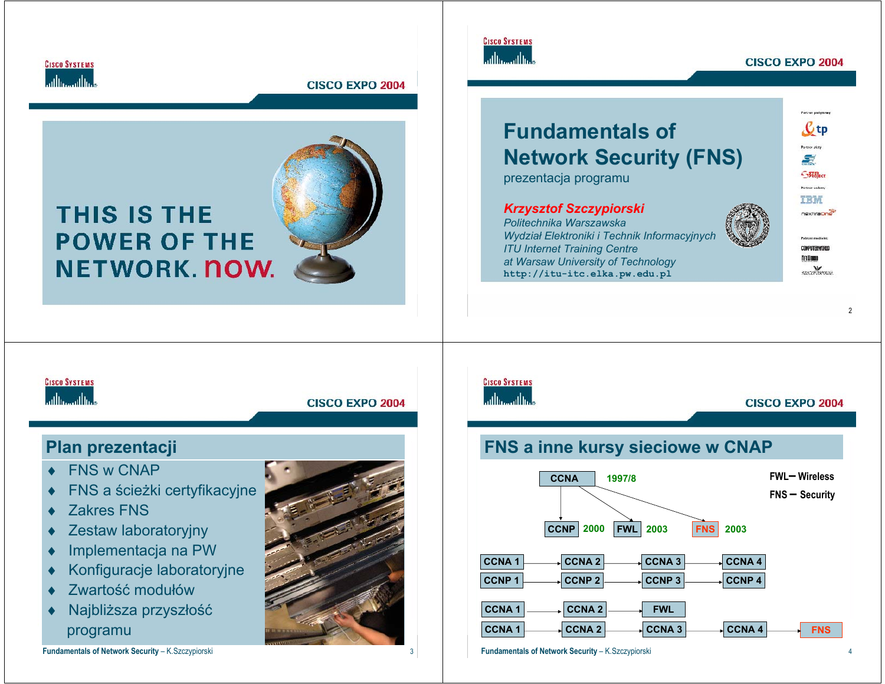THIS IS THE POWER OF THE NETWORK. now.

# Fundamentals of Network Security (FNS)

prezentacja programu

***Krzysztof Szczypiorski***

*Politechnika Warszawska*
*Wydział Elektroniki i Technik Informacyjnych*
*ITU Internet Training Centre*
*at Warsaw University of Technology*
http://itu-itc.elka.pw.edu.pl

## Plan prezentacji

- FNS w CNAP
- FNS a ścieżki certyfikacyjne
- Zakres FNS
- Zestaw laboratoryjny
- Implementacja na PW
- Konfiguracje laboratoryjne
- Zwartość modułów
- Najbliższa przyszłość programu

## FNS a inne kursy sieciowe w CNAP

CCNA 1997/8 → CCNP 2000, FWL 2003, FNS 2003

FWL – Wireless
FNS – Security

CCNA 1 → CCNA 2 → CCNA 3 → CCNA 4

CCNP 1 → CCNP 2 → CCNP 3 → CCNP 4

CCNA 1 → CCNA 2 → FWL

CCNA 1 → CCNA 2 → CCNA 3 → CCNA 4 → FNS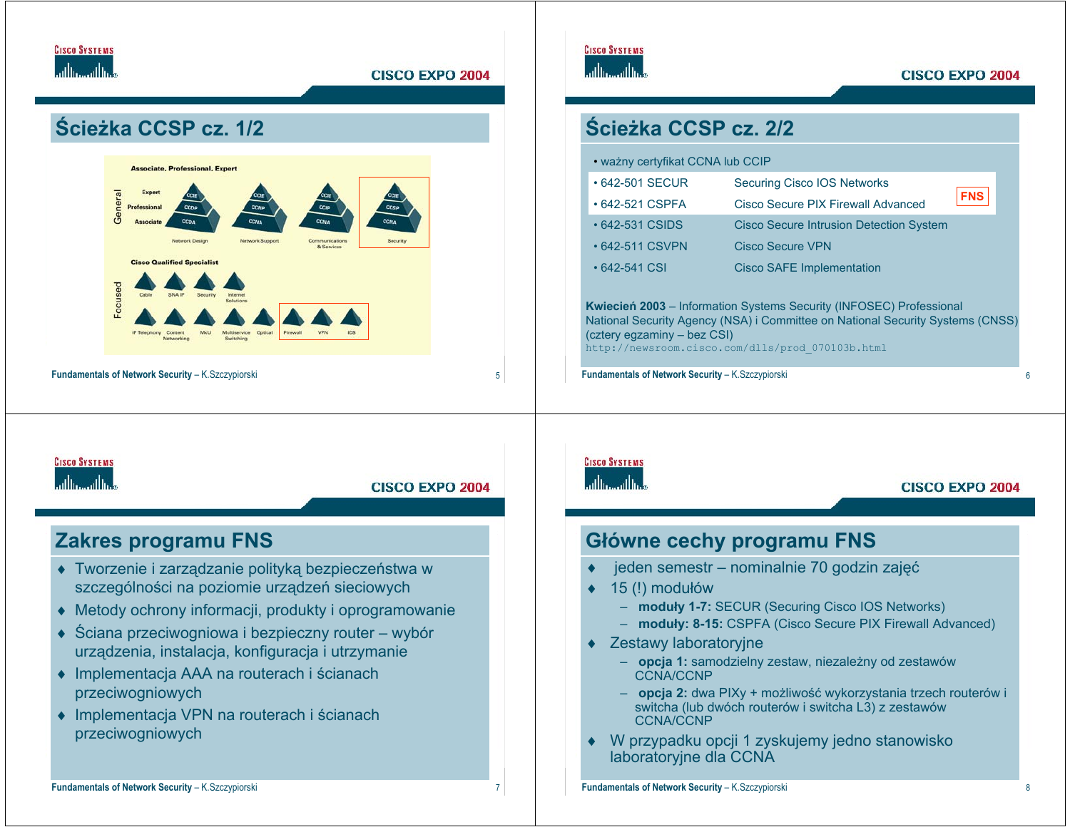## Ścieżka CCSP cz. 1/2

Associate, Professional, Expert

General: Expert, Professional, Associate

CCIE / CCDP / CCDA — Network Design

CCIE / CCNP / CCNA — Network Support

CCIE / CCIP / CCNA — Communications & Services

CCIE / CCSP / CCNA — Security

Cisco Qualified Specialist

Focused: Cable, SNA IP, Security, Internet Solutions

IP Telephony, Content Networking, MxU, Multiservice Switching, Optical, Firewall, VPN, IOS

## Ścieżka CCSP cz. 2/2

- ważny certyfikat CCNA lub CCIP

| | | |
|---|---|---|
| • 642-501 SECUR | Securing Cisco IOS Networks | FNS |
| • 642-521 CSPFA | Cisco Secure PIX Firewall Advanced | |
| • 642-531 CSIDS | Cisco Secure Intrusion Detection System | |
| • 642-511 CSVPN | Cisco Secure VPN | |
| • 642-541 CSI | Cisco SAFE Implementation | |

**Kwiecień 2003** – Information Systems Security (INFOSEC) Professional National Security Agency (NSA) i Committee on National Security Systems (CNSS) (cztery egzaminy – bez CSI)

`http://newsroom.cisco.com/dlls/prod_070103b.html`

## Zakres programu FNS

- Tworzenie i zarządzanie polityką bezpieczeństwa w szczególności na poziomie urządzeń sieciowych
- Metody ochrony informacji, produkty i oprogramowanie
- Ściana przeciwogniowa i bezpieczny router – wybór urządzenia, instalacja, konfiguracja i utrzymanie
- Implementacja AAA na routerach i ścianach przeciwogniowych
- Implementacja VPN na routerach i ścianach przeciwogniowych

## Główne cechy programu FNS

- jeden semestr – nominalnie 70 godzin zajęć
- 15 (!) modułów
  - **moduły 1-7:** SECUR (Securing Cisco IOS Networks)
  - **moduły: 8-15:** CSPFA (Cisco Secure PIX Firewall Advanced)
- Zestawy laboratoryjne
  - **opcja 1:** samodzielny zestaw, niezależny od zestawów CCNA/CCNP
  - **opcja 2:** dwa PIXy + możliwość wykorzystania trzech routerów i switcha (lub dwóch routerów i switcha L3) z zestawów CCNA/CCNP
- W przypadku opcji 1 zyskujemy jedno stanowisko laboratoryjne dla CCNA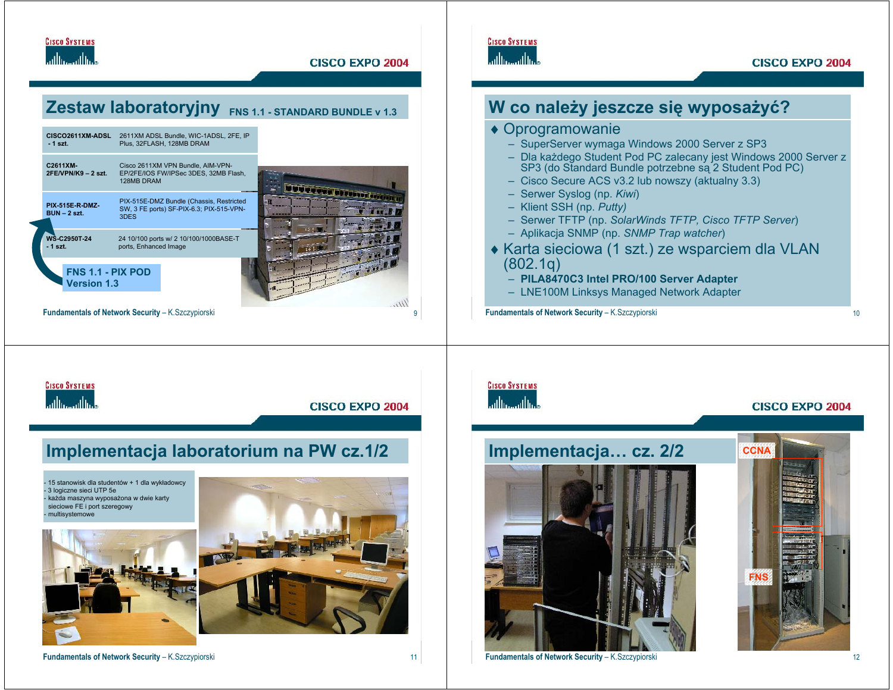## Zestaw laboratoryjny FNS 1.1 - STANDARD BUNDLE v 1.3

| | |
|---|---|
| **CISCO2611XM-ADSL - 1 szt.** | 2611XM ADSL Bundle, WIC-1ADSL, 2FE, IP Plus, 32FLASH, 128MB DRAM |
| **C2611XM-2FE/VPN/K9 – 2 szt.** | Cisco 2611XM VPN Bundle, AIM-VPN-EP/2FE/IOS FW/IPSec 3DES, 32MB Flash, 128MB DRAM |
| **PIX-515E-R-DMZ-BUN – 2 szt.** | PIX-515E-DMZ Bundle (Chassis, Restricted SW, 3 FE ports) SF-PIX-6.3; PIX-515-VPN-3DES |
| **WS-C2950T-24 - 1 szt.** | 24 10/100 ports w/ 2 10/100/1000BASE-T ports, Enhanced Image |

**FNS 1.1 - PIX POD Version 1.3**

## W co należy jeszcze się wyposażyć?

- Oprogramowanie
  - SuperServer wymaga Windows 2000 Server z SP3
  - Dla każdego Student Pod PC zalecany jest Windows 2000 Server z SP3 (do Standard Bundle potrzebne są 2 Student Pod PC)
  - Cisco Secure ACS v3.2 lub nowszy (aktualny 3.3)
  - Serwer Syslog (np. *Kiwi*)
  - Klient SSH (np. *Putty)*
  - Serwer TFTP (np. *SolarWinds TFTP, Cisco TFTP Server*)
  - Aplikacja SNMP (np. *SNMP Trap watcher*)
- Karta sieciowa (1 szt.) ze wsparciem dla VLAN (802.1q)
  - **PILA8470C3 Intel PRO/100 Server Adapter**
  - LNE100M Linksys Managed Network Adapter

## Implementacja laboratorium na PW cz.1/2

- 15 stanowisk dla studentów + 1 dla wykładowcy
- 3 logiczne sieci UTP 5e
- każda maszyna wyposażona w dwie karty sieciowe FE i port szeregowy
- multisystemowe

## Implementacja… cz. 2/2

CCNA

FNS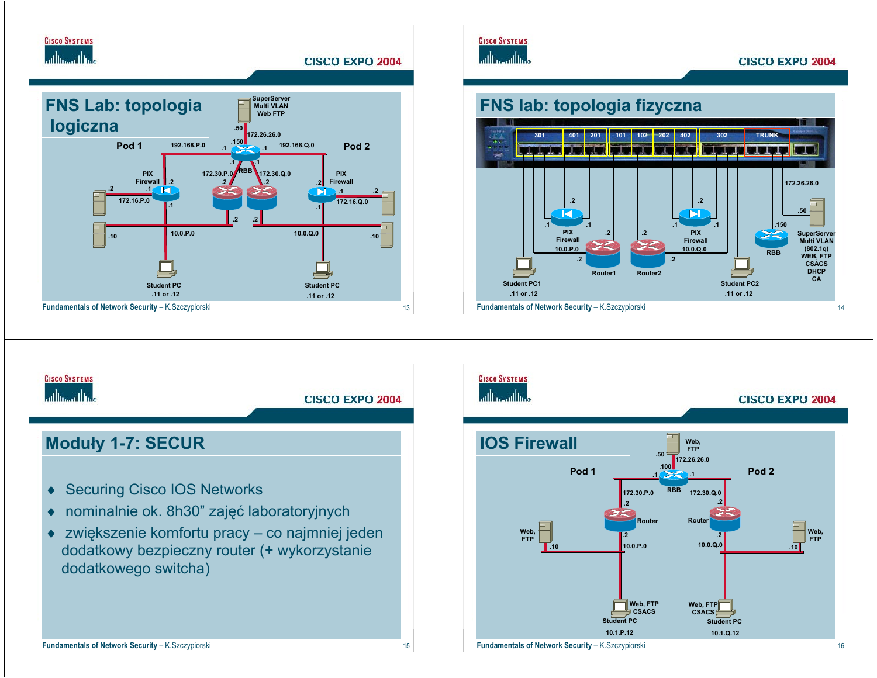## FNS Lab: topologia logiczna

Pod 1 — 192.168.P.0 — SuperServer Multi VLAN Web FTP (.50, 172.26.26.0, .150) — 192.168.Q.0 — Pod 2

RBB — 172.30.P.0 — 172.30.Q.0

PIX Firewall — 172.16.P.0 — 10.0.P.0 — Student PC .11 or .12

PIX Firewall — 172.16.Q.0 — 10.0.Q.0 — Student PC .11 or .12

## FNS lab: topologia fizyczna

301 | 401 | 201 | 101 | 102 | 202 | 402 | 302 | TRUNK

172.26.26.0 — .50 SuperServer Multi VLAN (802.1q) WEB, FTP CSACS DHCP CA — .150 RBB

PIX Firewall 10.0.P.0 — Router1 — Student PC1 .11 or .12

PIX Firewall 10.0.Q.0 — Router2 — Student PC2 .11 or .12

## Moduły 1-7: SECUR

- Securing Cisco IOS Networks
- nominalnie ok. 8h30" zajęć laboratoryjnych
- zwiększenie komfortu pracy – co najmniej jeden dodatkowy bezpieczny router (+ wykorzystanie dodatkowego switcha)

## IOS Firewall

Web, FTP (.50, 172.26.26.0) — RBB (.100)

Pod 1: 172.30.P.0 — Router — 10.0.P.0 — Web, FTP (.10) — Student PC (Web, FTP, CSACS) 10.1.P.12

Pod 2: 172.30.Q.0 — Router — 10.0.Q.0 — Web, FTP (.10) — Student PC (Web, FTP, CSACS) 10.1.Q.12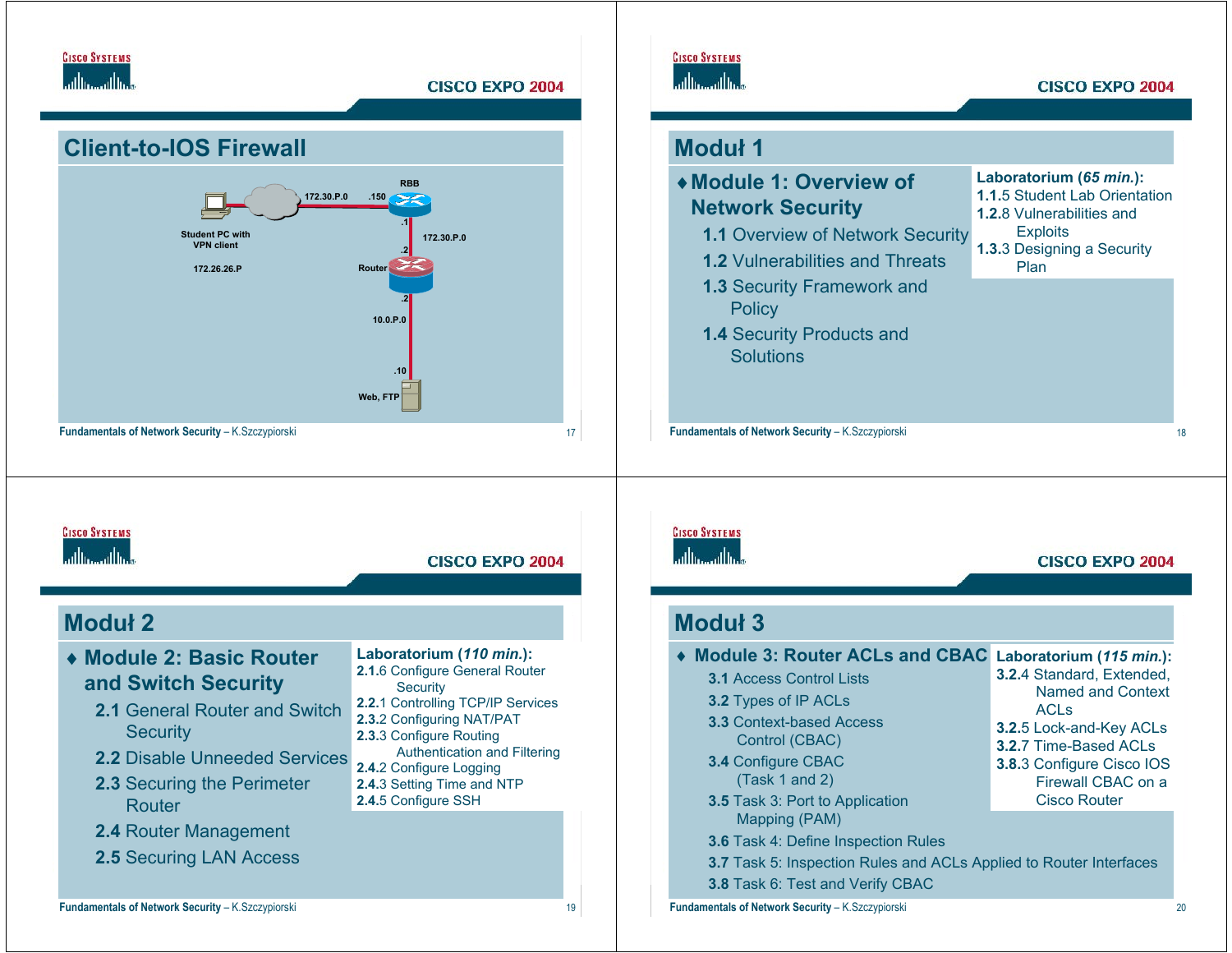## Client-to-IOS Firewall

Student PC with VPN client

172.26.26.P

172.30.P.0

.150

RBB

.1

172.30.P.0

.2

Router

.2

10.0.P.0

.10

Web, FTP

## Moduł 1

- **Module 1: Overview of Network Security**
  - **1.1** Overview of Network Security
  - **1.2** Vulnerabilities and Threats
  - **1.3** Security Framework and Policy
  - **1.4** Security Products and Solutions

**Laboratorium (*65 min.*):**

- **1.1.**5 Student Lab Orientation
- **1.2.**8 Vulnerabilities and Exploits
- **1.3.**3 Designing a Security Plan

## Moduł 2

- **Module 2: Basic Router and Switch Security**
  - **2.1** General Router and Switch Security
  - **2.2** Disable Unneeded Services
  - **2.3** Securing the Perimeter Router
  - **2.4** Router Management
  - **2.5** Securing LAN Access

**Laboratorium (*110 min.*):**

- **2.1.**6 Configure General Router Security
- **2.2.**1 Controlling TCP/IP Services
- **2.3.**2 Configuring NAT/PAT
- **2.3.**3 Configure Routing Authentication and Filtering
- **2.4.**2 Configure Logging
- **2.4.**3 Setting Time and NTP
- **2.4.**5 Configure SSH

## Moduł 3

- **Module 3: Router ACLs and CBAC**
  - **3.1** Access Control Lists
  - **3.2** Types of IP ACLs
  - **3.3** Context-based Access Control (CBAC)
  - **3.4** Configure CBAC (Task 1 and 2)
  - **3.5** Task 3: Port to Application Mapping (PAM)
  - **3.6** Task 4: Define Inspection Rules
  - **3.7** Task 5: Inspection Rules and ACLs Applied to Router Interfaces
  - **3.8** Task 6: Test and Verify CBAC

**Laboratorium (*115 min.*):**

- **3.2.**4 Standard, Extended, Named and Context ACLs
- **3.2.**5 Lock-and-Key ACLs
- **3.2.**7 Time-Based ACLs
- **3.8.**3 Configure Cisco IOS Firewall CBAC on a Cisco Router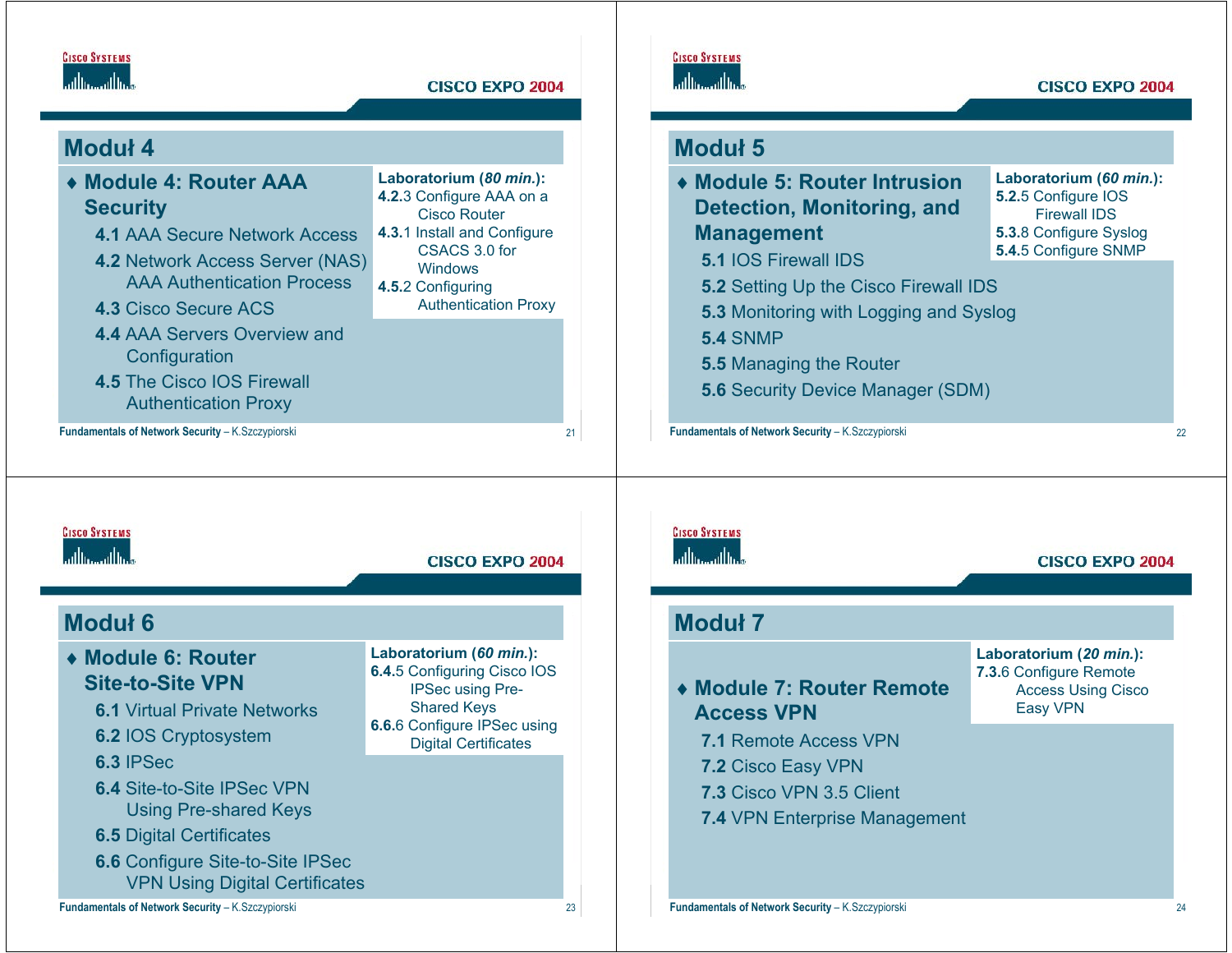## Moduł 4

- **Module 4: Router AAA Security**
  - **4.1** AAA Secure Network Access
  - **4.2** Network Access Server (NAS) AAA Authentication Process
  - **4.3** Cisco Secure ACS
  - **4.4** AAA Servers Overview and Configuration
  - **4.5** The Cisco IOS Firewall Authentication Proxy

**Laboratorium (*80 min.*):**
**4.2.**3 Configure AAA on a Cisco Router
**4.3.**1 Install and Configure CSACS 3.0 for Windows
**4.5.**2 Configuring Authentication Proxy

## Moduł 5

- **Module 5: Router Intrusion Detection, Monitoring, and Management**
  - **5.1** IOS Firewall IDS
  - **5.2** Setting Up the Cisco Firewall IDS
  - **5.3** Monitoring with Logging and Syslog
  - **5.4** SNMP
  - **5.5** Managing the Router
  - **5.6** Security Device Manager (SDM)

**Laboratorium (*60 min.*):**
**5.2.**5 Configure IOS Firewall IDS
**5.3.**8 Configure Syslog
**5.4.**5 Configure SNMP

## Moduł 6

- **Module 6: Router Site-to-Site VPN**
  - **6.1** Virtual Private Networks
  - **6.2** IOS Cryptosystem
  - **6.3** IPSec
  - **6.4** Site-to-Site IPSec VPN Using Pre-shared Keys
  - **6.5** Digital Certificates
  - **6.6** Configure Site-to-Site IPSec VPN Using Digital Certificates

**Laboratorium (*60 min.*):**
**6.4.**5 Configuring Cisco IOS IPSec using Pre-Shared Keys
**6.6.**6 Configure IPSec using Digital Certificates

## Moduł 7

- **Module 7: Router Remote Access VPN**
  - **7.1** Remote Access VPN
  - **7.2** Cisco Easy VPN
  - **7.3** Cisco VPN 3.5 Client
  - **7.4** VPN Enterprise Management

**Laboratorium (*20 min.*):**
**7.3.**6 Configure Remote Access Using Cisco Easy VPN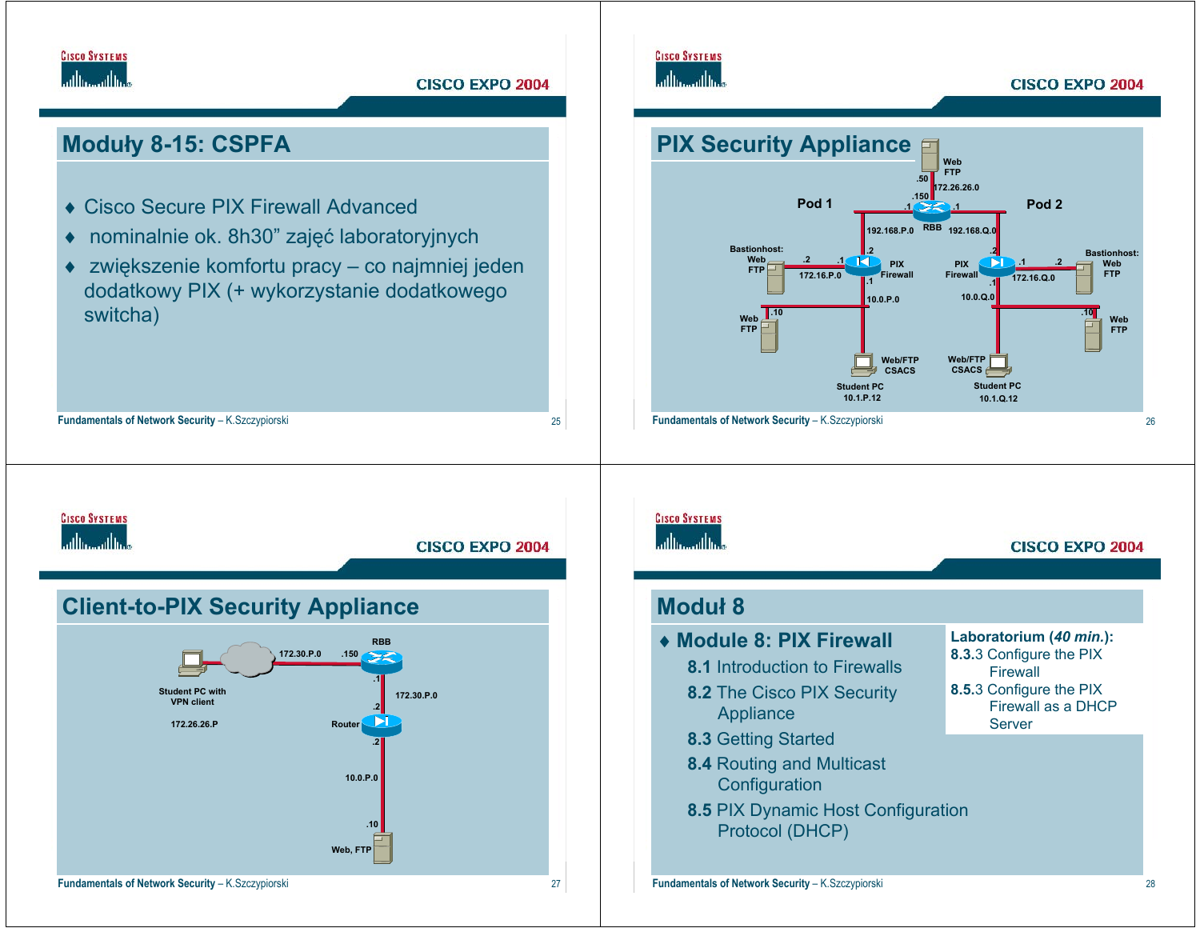## Moduły 8-15: CSPFA

- Cisco Secure PIX Firewall Advanced
- nominalnie ok. 8h30” zajęć laboratoryjnych
- zwiększenie komfortu pracy – co najmniej jeden dodatkowy PIX (+ wykorzystanie dodatkowego switcha)

## PIX Security Appliance

Web FTP .50 172.26.26.0 .150

Pod 1 — Pod 2

.1 RBB .1

192.168.P.0 — 192.168.Q.0

Bastionhost: Web FTP .2 172.16.P.0 .1 PIX Firewall .2 .1 10.0.P.0

Web FTP .10

Web/FTP CSACS Student PC 10.1.P.12

PIX Firewall .2 .1 172.16.Q.0 .2 Bastionhost: Web FTP

.1 10.0.Q.0 .10 Web FTP

Web/FTP CSACS Student PC 10.1.Q.12

## Client-to-PIX Security Appliance

Student PC with VPN client 172.26.26.P

172.30.P.0 .150 RBB .1 172.30.P.0 .2 Router .2 10.0.P.0 .10 Web, FTP

## Moduł 8

- **Module 8: PIX Firewall**
  - **8.1** Introduction to Firewalls
  - **8.2** The Cisco PIX Security Appliance
  - **8.3** Getting Started
  - **8.4** Routing and Multicast Configuration
  - **8.5** PIX Dynamic Host Configuration Protocol (DHCP)

**Laboratorium (*40 min.*):**

**8.3**.3 Configure the PIX Firewall

**8.5**.3 Configure the PIX Firewall as a DHCP Server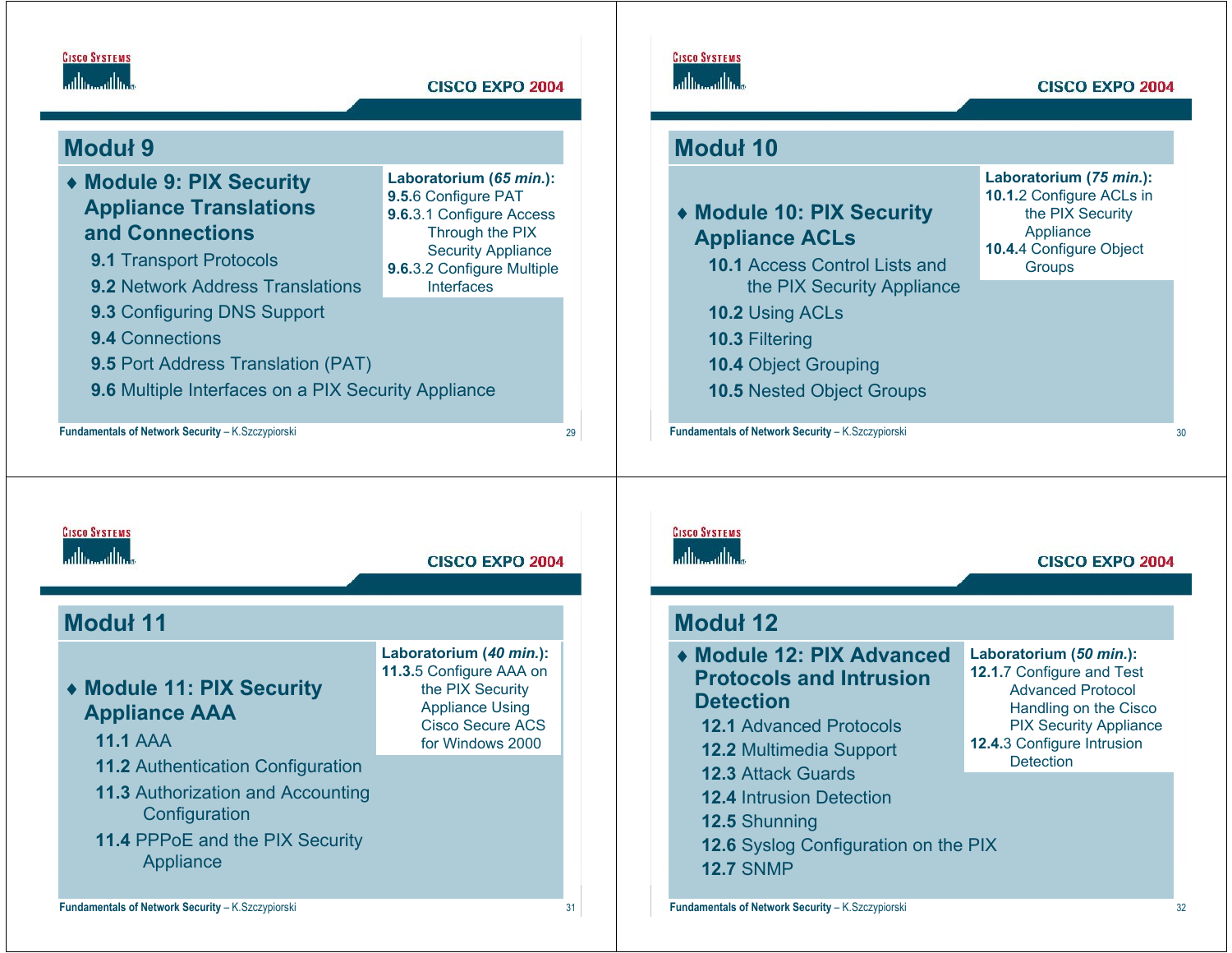## Moduł 9

- **Module 9: PIX Security Appliance Translations and Connections**
  - **9.1** Transport Protocols
  - **9.2** Network Address Translations
  - **9.3** Configuring DNS Support
  - **9.4** Connections
  - **9.5** Port Address Translation (PAT)
  - **9.6** Multiple Interfaces on a PIX Security Appliance

**Laboratorium (*65 min.*):**
**9.5.**6 Configure PAT
**9.6.**3.1 Configure Access Through the PIX Security Appliance
**9.6.**3.2 Configure Multiple Interfaces

## Moduł 10

- **Module 10: PIX Security Appliance ACLs**
  - **10.1** Access Control Lists and the PIX Security Appliance
  - **10.2** Using ACLs
  - **10.3** Filtering
  - **10.4** Object Grouping
  - **10.5** Nested Object Groups

**Laboratorium (*75 min.*):**
**10.1.**2 Configure ACLs in the PIX Security Appliance
**10.4.**4 Configure Object Groups

## Moduł 11

- **Module 11: PIX Security Appliance AAA**
  - **11.1** AAA
  - **11.2** Authentication Configuration
  - **11.3** Authorization and Accounting Configuration
  - **11.4** PPPoE and the PIX Security Appliance

**Laboratorium (*40 min.*):**
**11.3.**5 Configure AAA on the PIX Security Appliance Using Cisco Secure ACS for Windows 2000

## Moduł 12

- **Module 12: PIX Advanced Protocols and Intrusion Detection**
  - **12.1** Advanced Protocols
  - **12.2** Multimedia Support
  - **12.3** Attack Guards
  - **12.4** Intrusion Detection
  - **12.5** Shunning
  - **12.6** Syslog Configuration on the PIX
  - **12.7** SNMP

**Laboratorium (*50 min.*):**
**12.1.**7 Configure and Test Advanced Protocol Handling on the Cisco PIX Security Appliance
**12.4.**3 Configure Intrusion Detection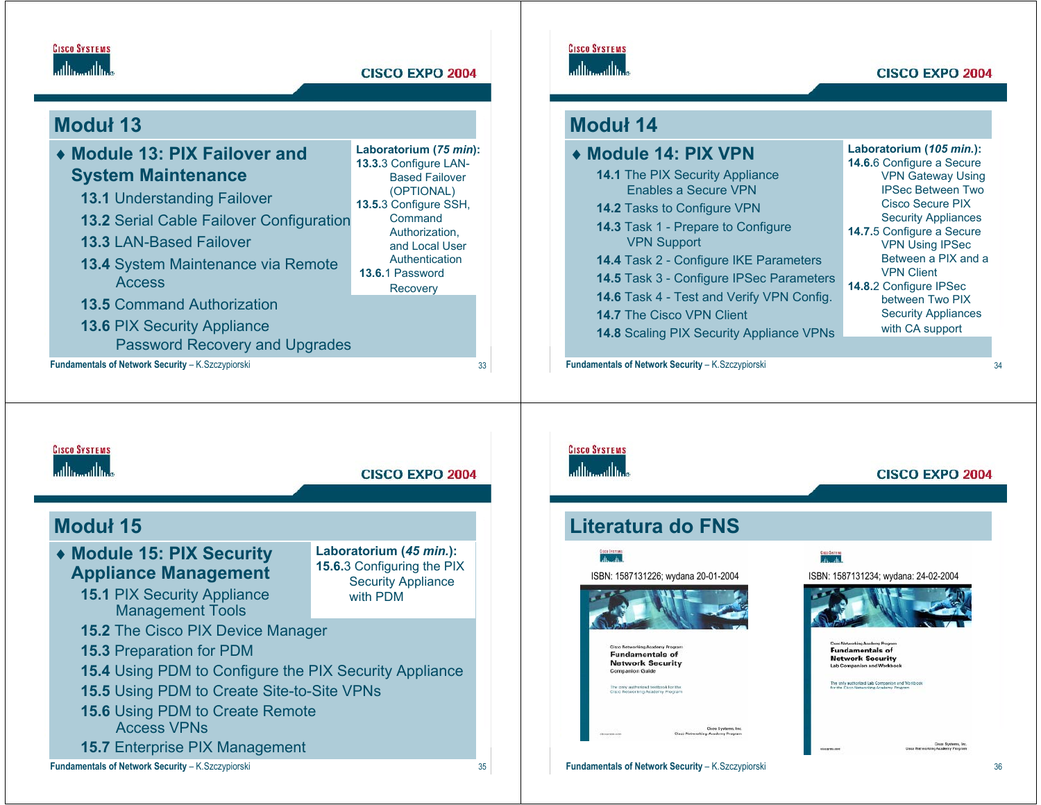## Moduł 13

- **Module 13: PIX Failover and System Maintenance**
  - **13.1** Understanding Failover
  - **13.2** Serial Cable Failover Configuration
  - **13.3** LAN-Based Failover
  - **13.4** System Maintenance via Remote Access
  - **13.5** Command Authorization
  - **13.6** PIX Security Appliance Password Recovery and Upgrades

**Laboratorium (*75 min*):**
**13.3**.3 Configure LAN-Based Failover (OPTIONAL)
**13.5**.3 Configure SSH, Command Authorization, and Local User Authentication
**13.6**.1 Password Recovery

Fundamentals of Network Security – K.Szczypiorski

## Moduł 14

- **Module 14: PIX VPN**
  - **14.1** The PIX Security Appliance Enables a Secure VPN
  - **14.2** Tasks to Configure VPN
  - **14.3** Task 1 - Prepare to Configure VPN Support
  - **14.4** Task 2 - Configure IKE Parameters
  - **14.5** Task 3 - Configure IPSec Parameters
  - **14.6** Task 4 - Test and Verify VPN Config.
  - **14.7** The Cisco VPN Client
  - **14.8** Scaling PIX Security Appliance VPNs

**Laboratorium (*105 min.*):**
**14.6**.6 Configure a Secure VPN Gateway Using IPSec Between Two Cisco Secure PIX Security Appliances
**14.7**.5 Configure a Secure VPN Using IPSec Between a PIX and a VPN Client
**14.8**.2 Configure IPSec between Two PIX Security Appliances with CA support

Fundamentals of Network Security – K.Szczypiorski

## Moduł 15

- **Module 15: PIX Security Appliance Management**
  - **15.1** PIX Security Appliance Management Tools
  - **15.2** The Cisco PIX Device Manager
  - **15.3** Preparation for PDM
  - **15.4** Using PDM to Configure the PIX Security Appliance
  - **15.5** Using PDM to Create Site-to-Site VPNs
  - **15.6** Using PDM to Create Remote Access VPNs
  - **15.7** Enterprise PIX Management

**Laboratorium (*45 min.*):**
**15.6**.3 Configuring the PIX Security Appliance with PDM

Fundamentals of Network Security – K.Szczypiorski

## Literatura do FNS

ISBN: 1587131226; wydana 20-01-2004

Cisco Networking Academy Program
Fundamentals of Network Security
Companion Guide

ISBN: 1587131234; wydana: 24-02-2004

Cisco Networking Academy Program
Fundamentals of Network Security
Lab Companion and Workbook

Fundamentals of Network Security – K.Szczypiorski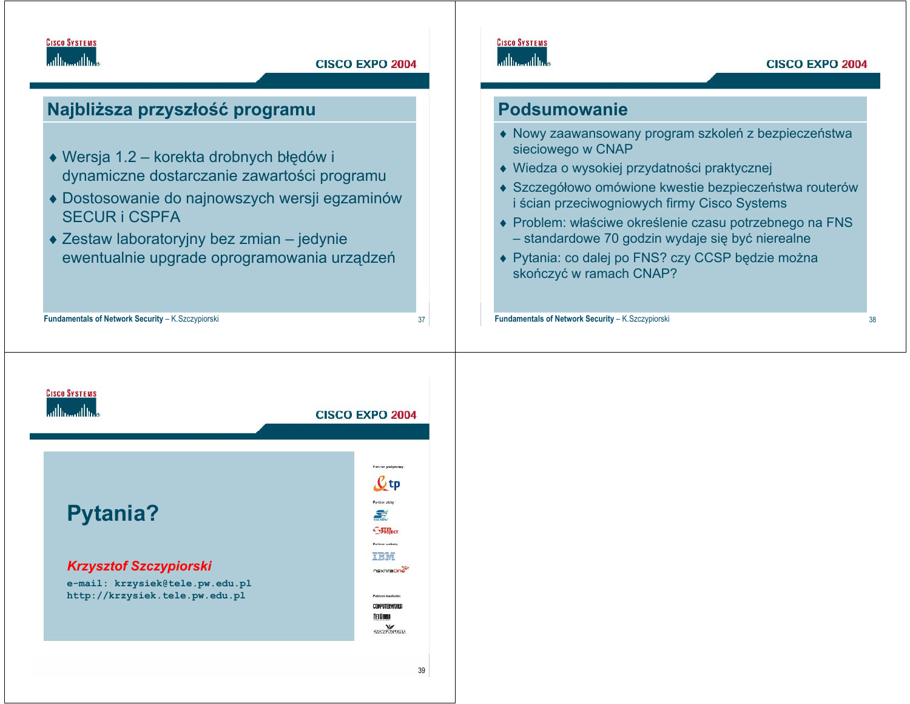## Najbliższa przyszłość programu

- Wersja 1.2 – korekta drobnych błędów i dynamiczne dostarczanie zawartości programu
- Dostosowanie do najnowszych wersji egzaminów SECUR i CSPFA
- Zestaw laboratoryjny bez zmian – jedynie ewentualnie upgrade oprogramowania urządzeń

## Podsumowanie

- Nowy zaawansowany program szkoleń z bezpieczeństwa sieciowego w CNAP
- Wiedza o wysokiej przydatności praktycznej
- Szczegółowo omówione kwestie bezpieczeństwa routerów i ścian przeciwogniowych firmy Cisco Systems
- Problem: właściwe określenie czasu potrzebnego na FNS – standardowe 70 godzin wydaje się być nierealne
- Pytania: co dalej po FNS? czy CCSP będzie można skończyć w ramach CNAP?

## Pytania?

***Krzysztof Szczypiorski***

e-mail: krzysiek@tele.pw.edu.pl
http://krzysiek.tele.pw.edu.pl